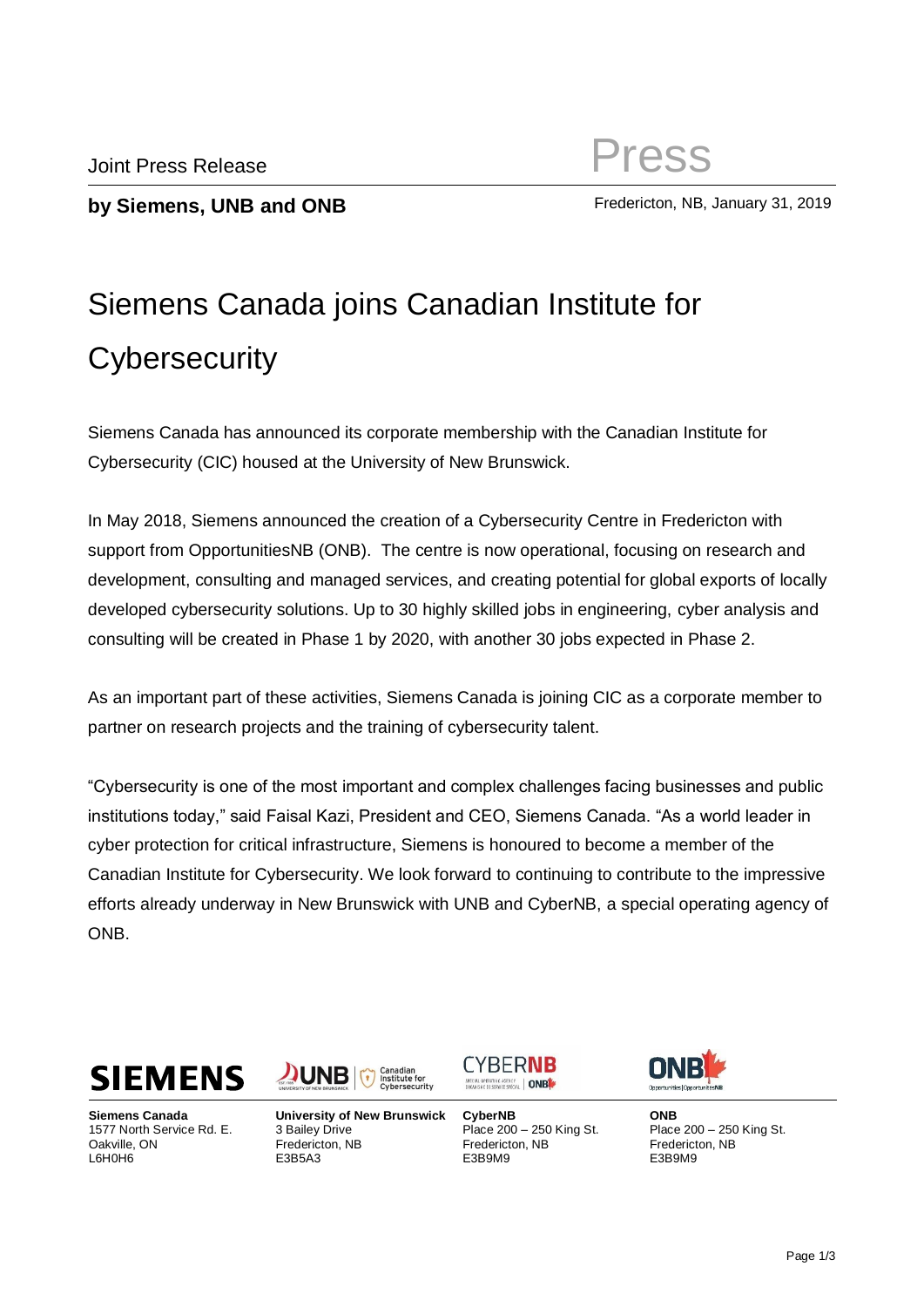Joint Press Release

**Press**

**by Siemens, UNB and ONB**

Fredericton, NB, January 31, 2019

# Siemens Canada joins Canadian Institute for Cybersecurity

Siemens Canada has announced its corporate membership with the Canadian Institute for Cybersecurity (CIC) housed at the University of New Brunswick.

In May 2018, Siemens announced the creation of a Cybersecurity Centre in Fredericton with support from OpportunitiesNB (ONB). The centre is now operational, focusing on research and development, consulting and managed services, and creating potential for global exports of locally developed cybersecurity solutions. Up to 30 highly skilled jobs in engineering, cyber analysis and consulting will be created in Phase 1 by 2020, with another 30 jobs expected in Phase 2.

As an important part of these activities, Siemens Canada is joining CIC as a corporate member to partner on research projects and the training of cybersecurity talent.

"Cybersecurity is one of the most important and complex challenges facing businesses and public institutions today," said Faisal Kazi, President and CEO, Siemens Canada. "As a world leader in cyber protection for critical infrastructure, Siemens is honoured to become a member of the Canadian Institute for Cybersecurity. We look forward to continuing to contribute to the impressive efforts already underway in New Brunswick with UNB and CyberNB, a special operating agency of ONB.

**Siemens Canada**
1577 North Service Rd. E.
Oakville, ON
L6H0H6

**University of New Brunswick**
3 Bailey Drive
Fredericton, NB
E3B5A3

**CyberNB**
Place 200 – 250 King St.
Fredericton, NB
E3B9M9

**ONB**
Place 200 – 250 King St.
Fredericton, NB
E3B9M9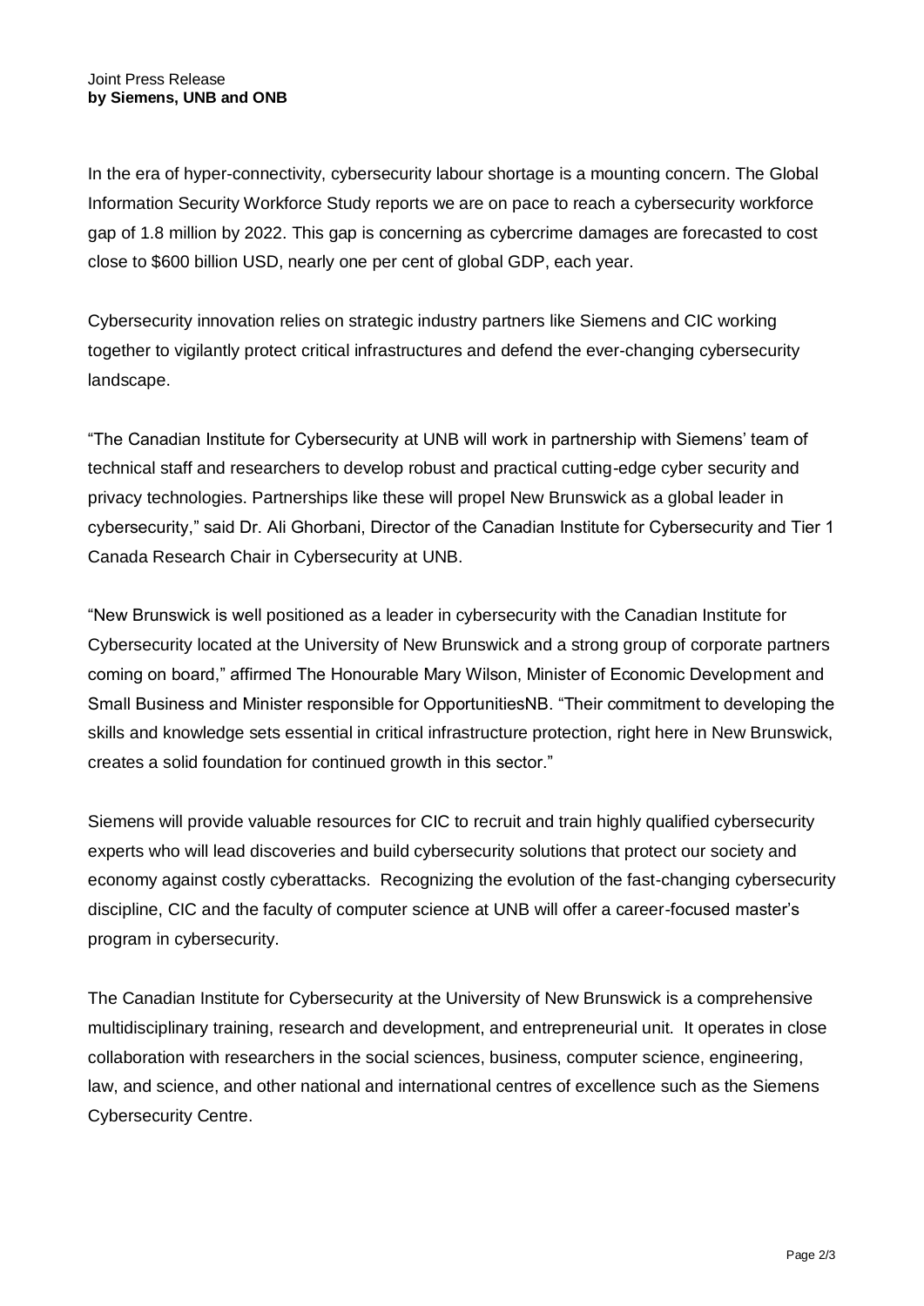Joint Press Release
**by Siemens, UNB and ONB**

In the era of hyper-connectivity, cybersecurity labour shortage is a mounting concern. The Global Information Security Workforce Study reports we are on pace to reach a cybersecurity workforce gap of 1.8 million by 2022. This gap is concerning as cybercrime damages are forecasted to cost close to $600 billion USD, nearly one per cent of global GDP, each year.

Cybersecurity innovation relies on strategic industry partners like Siemens and CIC working together to vigilantly protect critical infrastructures and defend the ever-changing cybersecurity landscape.

"The Canadian Institute for Cybersecurity at UNB will work in partnership with Siemens' team of technical staff and researchers to develop robust and practical cutting-edge cyber security and privacy technologies. Partnerships like these will propel New Brunswick as a global leader in cybersecurity," said Dr. Ali Ghorbani, Director of the Canadian Institute for Cybersecurity and Tier 1 Canada Research Chair in Cybersecurity at UNB.

"New Brunswick is well positioned as a leader in cybersecurity with the Canadian Institute for Cybersecurity located at the University of New Brunswick and a strong group of corporate partners coming on board," affirmed The Honourable Mary Wilson, Minister of Economic Development and Small Business and Minister responsible for OpportunitiesNB. "Their commitment to developing the skills and knowledge sets essential in critical infrastructure protection, right here in New Brunswick, creates a solid foundation for continued growth in this sector."

Siemens will provide valuable resources for CIC to recruit and train highly qualified cybersecurity experts who will lead discoveries and build cybersecurity solutions that protect our society and economy against costly cyberattacks. Recognizing the evolution of the fast-changing cybersecurity discipline, CIC and the faculty of computer science at UNB will offer a career-focused master's program in cybersecurity.

The Canadian Institute for Cybersecurity at the University of New Brunswick is a comprehensive multidisciplinary training, research and development, and entrepreneurial unit. It operates in close collaboration with researchers in the social sciences, business, computer science, engineering, law, and science, and other national and international centres of excellence such as the Siemens Cybersecurity Centre.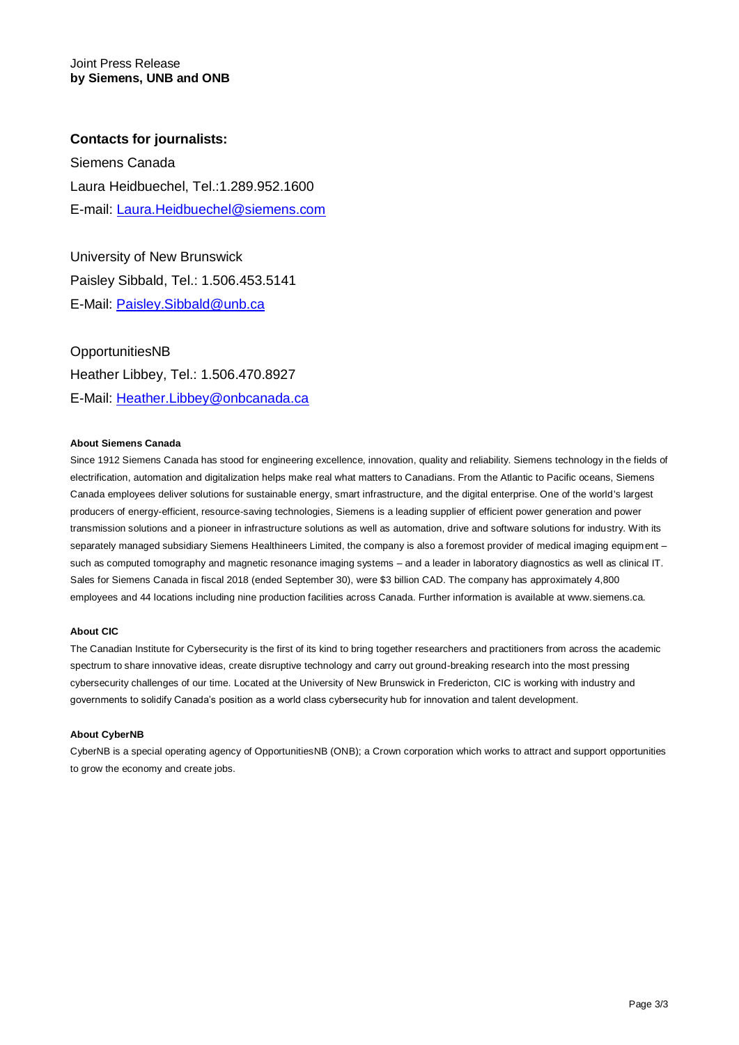Joint Press Release
**by Siemens, UNB and ONB**

**Contacts for journalists:**

Siemens Canada
Laura Heidbuechel, Tel.:1.289.952.1600
E-mail: Laura.Heidbuechel@siemens.com

University of New Brunswick
Paisley Sibbald, Tel.: 1.506.453.5141
E-Mail: Paisley.Sibbald@unb.ca

OpportunitiesNB
Heather Libbey, Tel.: 1.506.470.8927
E-Mail: Heather.Libbey@onbcanada.ca

**About Siemens Canada**

Since 1912 Siemens Canada has stood for engineering excellence, innovation, quality and reliability. Siemens technology in the fields of electrification, automation and digitalization helps make real what matters to Canadians. From the Atlantic to Pacific oceans, Siemens Canada employees deliver solutions for sustainable energy, smart infrastructure, and the digital enterprise. One of the world's largest producers of energy-efficient, resource-saving technologies, Siemens is a leading supplier of efficient power generation and power transmission solutions and a pioneer in infrastructure solutions as well as automation, drive and software solutions for industry. With its separately managed subsidiary Siemens Healthineers Limited, the company is also a foremost provider of medical imaging equipment – such as computed tomography and magnetic resonance imaging systems – and a leader in laboratory diagnostics as well as clinical IT. Sales for Siemens Canada in fiscal 2018 (ended September 30), were $3 billion CAD. The company has approximately 4,800 employees and 44 locations including nine production facilities across Canada. Further information is available at www.siemens.ca.

**About CIC**

The Canadian Institute for Cybersecurity is the first of its kind to bring together researchers and practitioners from across the academic spectrum to share innovative ideas, create disruptive technology and carry out ground-breaking research into the most pressing cybersecurity challenges of our time. Located at the University of New Brunswick in Fredericton, CIC is working with industry and governments to solidify Canada's position as a world class cybersecurity hub for innovation and talent development.

**About CyberNB**

CyberNB is a special operating agency of OpportunitiesNB (ONB); a Crown corporation which works to attract and support opportunities to grow the economy and create jobs.